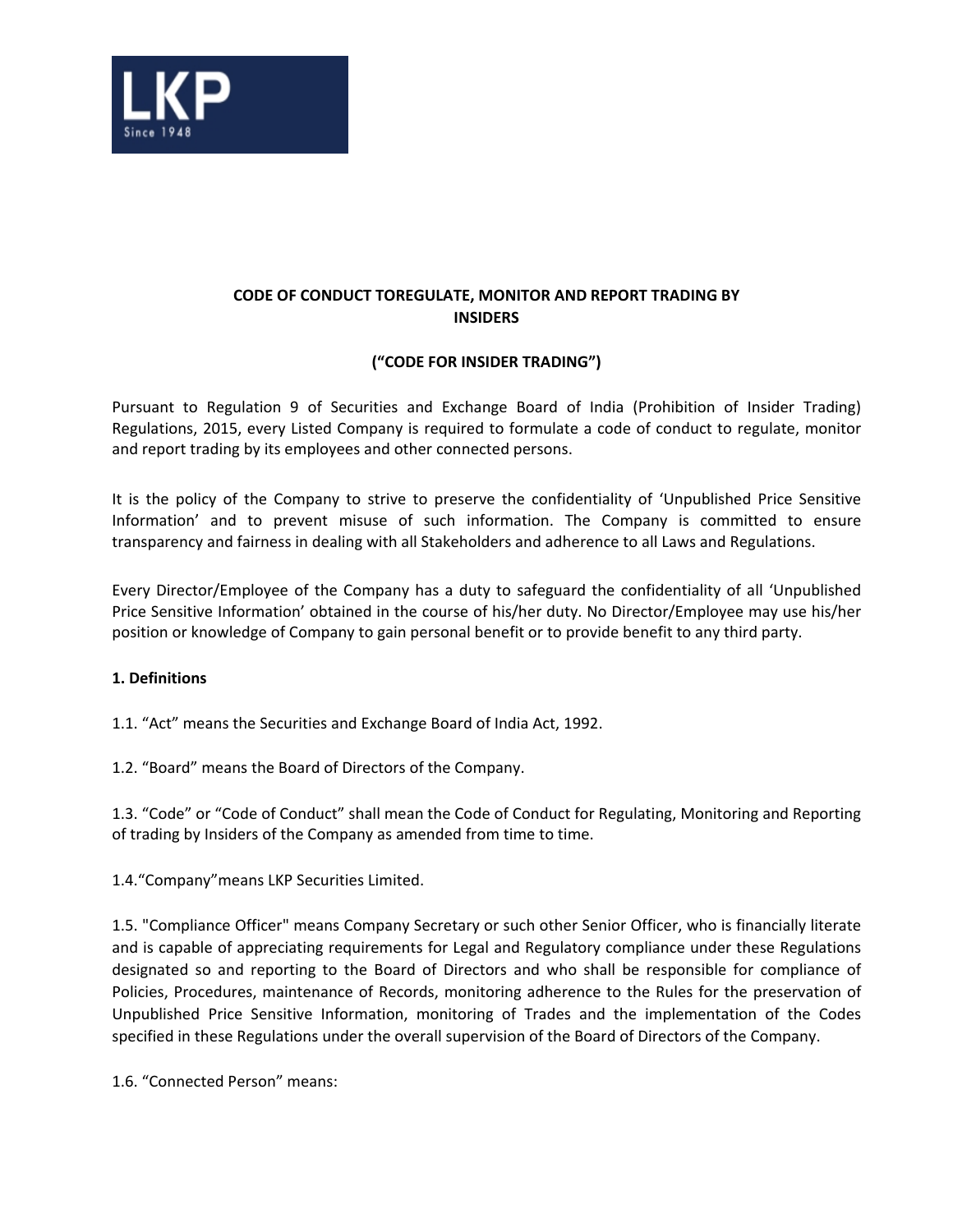**CODE OF CONDUCT TOREGULATE, MONITOR AND REPORT TRADING BY INSIDERS**

**("CODE FOR INSIDER TRADING")**

Pursuant to Regulation 9 of Securities and Exchange Board of India (Prohibition of Insider Trading) Regulations, 2015, every Listed Company is required to formulate a code of conduct to regulate, monitor and report trading by its employees and other connected persons.

It is the policy of the Company to strive to preserve the confidentiality of 'Unpublished Price Sensitive Information' and to prevent misuse of such information. The Company is committed to ensure transparency and fairness in dealing with all Stakeholders and adherence to all Laws and Regulations.

Every Director/Employee of the Company has a duty to safeguard the confidentiality of all 'Unpublished Price Sensitive Information' obtained in the course of his/her duty. No Director/Employee may use his/her position or knowledge of Company to gain personal benefit or to provide benefit to any third party.

**1. Definitions**

1.1. "Act" means the Securities and Exchange Board of India Act, 1992.

1.2. "Board" means the Board of Directors of the Company.

1.3. "Code" or "Code of Conduct" shall mean the Code of Conduct for Regulating, Monitoring and Reporting of trading by Insiders of the Company as amended from time to time.

1.4."Company"means LKP Securities Limited.

1.5. "Compliance Officer" means Company Secretary or such other Senior Officer, who is financially literate and is capable of appreciating requirements for Legal and Regulatory compliance under these Regulations designated so and reporting to the Board of Directors and who shall be responsible for compliance of Policies, Procedures, maintenance of Records, monitoring adherence to the Rules for the preservation of Unpublished Price Sensitive Information, monitoring of Trades and the implementation of the Codes specified in these Regulations under the overall supervision of the Board of Directors of the Company.

1.6. "Connected Person" means: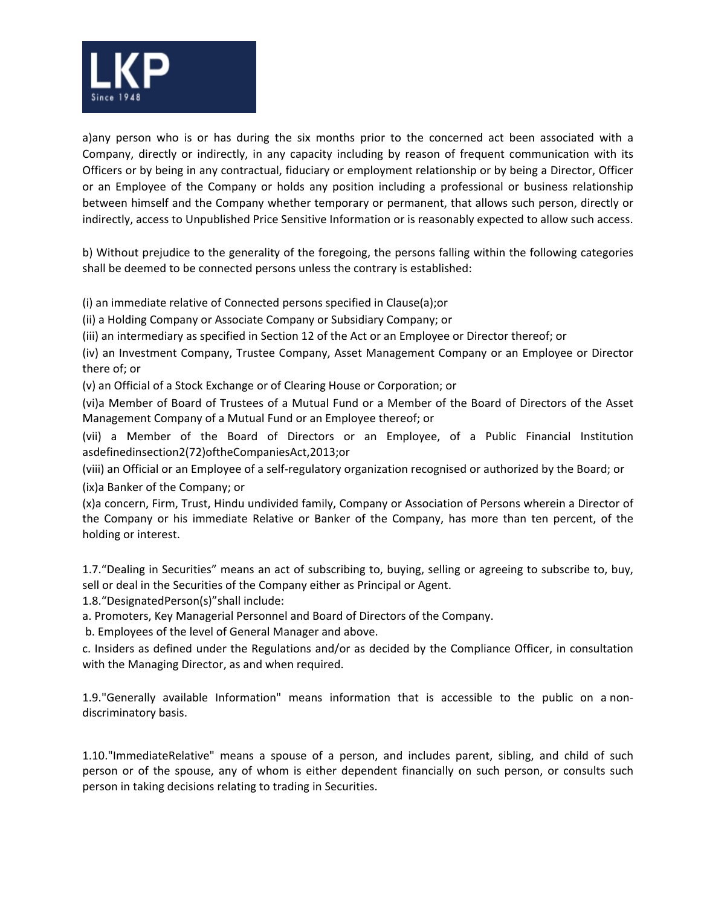a)any person who is or has during the six months prior to the concerned act been associated with a Company, directly or indirectly, in any capacity including by reason of frequent communication with its Officers or by being in any contractual, fiduciary or employment relationship or by being a Director, Officer or an Employee of the Company or holds any position including a professional or business relationship between himself and the Company whether temporary or permanent, that allows such person, directly or indirectly, access to Unpublished Price Sensitive Information or is reasonably expected to allow such access.

b) Without prejudice to the generality of the foregoing, the persons falling within the following categories shall be deemed to be connected persons unless the contrary is established:

(i) an immediate relative of Connected persons specified in Clause(a);or

(ii) a Holding Company or Associate Company or Subsidiary Company; or

(iii) an intermediary as specified in Section 12 of the Act or an Employee or Director thereof; or

(iv) an Investment Company, Trustee Company, Asset Management Company or an Employee or Director there of; or

(v) an Official of a Stock Exchange or of Clearing House or Corporation; or

(vi)a Member of Board of Trustees of a Mutual Fund or a Member of the Board of Directors of the Asset Management Company of a Mutual Fund or an Employee thereof; or

(vii) a Member of the Board of Directors or an Employee, of a Public Financial Institution asdefinedinsection2(72)oftheCompaniesAct,2013;or

(viii) an Official or an Employee of a self-regulatory organization recognised or authorized by the Board; or

(ix)a Banker of the Company; or

(x)a concern, Firm, Trust, Hindu undivided family, Company or Association of Persons wherein a Director of the Company or his immediate Relative or Banker of the Company, has more than ten percent, of the holding or interest.

1.7."Dealing in Securities" means an act of subscribing to, buying, selling or agreeing to subscribe to, buy, sell or deal in the Securities of the Company either as Principal or Agent.

1.8."DesignatedPerson(s)"shall include:

a. Promoters, Key Managerial Personnel and Board of Directors of the Company.

b. Employees of the level of General Manager and above.

c. Insiders as defined under the Regulations and/or as decided by the Compliance Officer, in consultation with the Managing Director, as and when required.

1.9."Generally available Information" means information that is accessible to the public on a non-discriminatory basis.

1.10."ImmediateRelative" means a spouse of a person, and includes parent, sibling, and child of such person or of the spouse, any of whom is either dependent financially on such person, or consults such person in taking decisions relating to trading in Securities.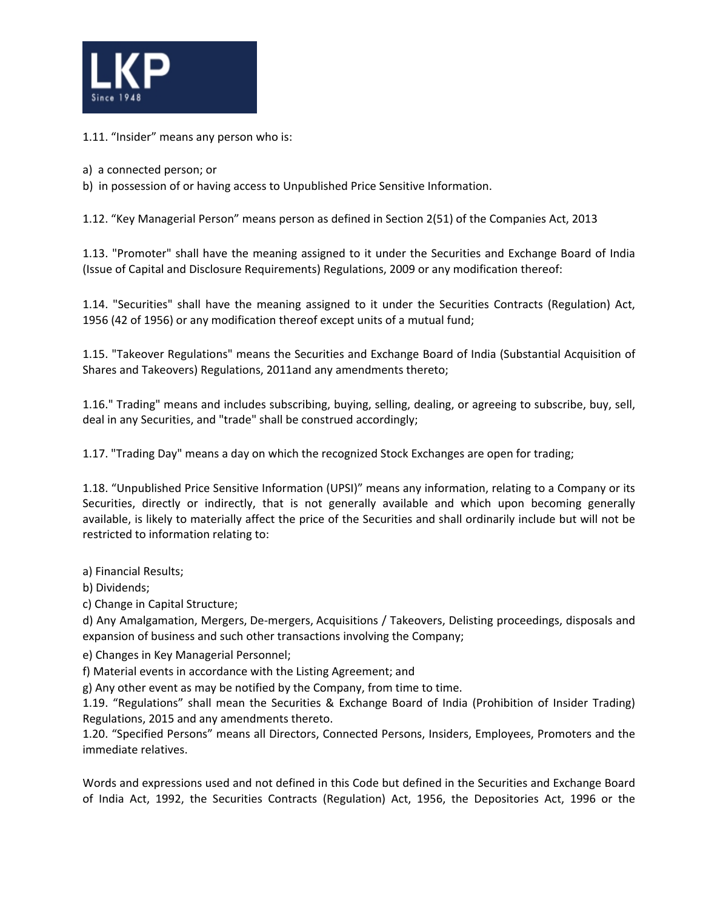1.11. “Insider” means any person who is:

a) a connected person; or
b) in possession of or having access to Unpublished Price Sensitive Information.

1.12. “Key Managerial Person” means person as defined in Section 2(51) of the Companies Act, 2013

1.13. "Promoter" shall have the meaning assigned to it under the Securities and Exchange Board of India (Issue of Capital and Disclosure Requirements) Regulations, 2009 or any modification thereof:

1.14. "Securities" shall have the meaning assigned to it under the Securities Contracts (Regulation) Act, 1956 (42 of 1956) or any modification thereof except units of a mutual fund;

1.15. "Takeover Regulations" means the Securities and Exchange Board of India (Substantial Acquisition of Shares and Takeovers) Regulations, 2011and any amendments thereto;

1.16." Trading" means and includes subscribing, buying, selling, dealing, or agreeing to subscribe, buy, sell, deal in any Securities, and "trade" shall be construed accordingly;

1.17. "Trading Day" means a day on which the recognized Stock Exchanges are open for trading;

1.18. “Unpublished Price Sensitive Information (UPSI)” means any information, relating to a Company or its Securities, directly or indirectly, that is not generally available and which upon becoming generally available, is likely to materially affect the price of the Securities and shall ordinarily include but will not be restricted to information relating to:

a) Financial Results;
b) Dividends;
c) Change in Capital Structure;
d) Any Amalgamation, Mergers, De-mergers, Acquisitions / Takeovers, Delisting proceedings, disposals and expansion of business and such other transactions involving the Company;
e) Changes in Key Managerial Personnel;
f) Material events in accordance with the Listing Agreement; and
g) Any other event as may be notified by the Company, from time to time.

1.19. “Regulations” shall mean the Securities & Exchange Board of India (Prohibition of Insider Trading) Regulations, 2015 and any amendments thereto.

1.20. “Specified Persons” means all Directors, Connected Persons, Insiders, Employees, Promoters and the immediate relatives.

Words and expressions used and not defined in this Code but defined in the Securities and Exchange Board of India Act, 1992, the Securities Contracts (Regulation) Act, 1956, the Depositories Act, 1996 or the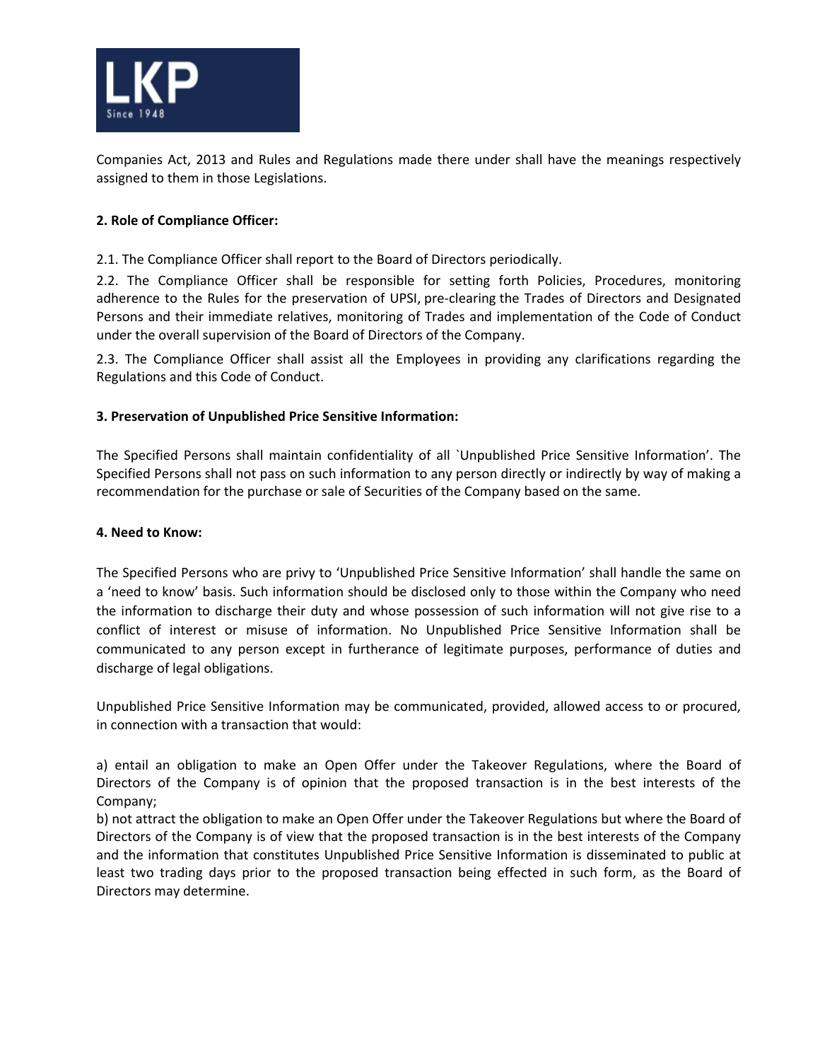Companies Act, 2013 and Rules and Regulations made there under shall have the meanings respectively assigned to them in those Legislations.

**2. Role of Compliance Officer:**

2.1. The Compliance Officer shall report to the Board of Directors periodically.

2.2. The Compliance Officer shall be responsible for setting forth Policies, Procedures, monitoring adherence to the Rules for the preservation of UPSI, pre-clearing the Trades of Directors and Designated Persons and their immediate relatives, monitoring of Trades and implementation of the Code of Conduct under the overall supervision of the Board of Directors of the Company.

2.3. The Compliance Officer shall assist all the Employees in providing any clarifications regarding the Regulations and this Code of Conduct.

**3. Preservation of Unpublished Price Sensitive Information:**

The Specified Persons shall maintain confidentiality of all `Unpublished Price Sensitive Information'. The Specified Persons shall not pass on such information to any person directly or indirectly by way of making a recommendation for the purchase or sale of Securities of the Company based on the same.

**4. Need to Know:**

The Specified Persons who are privy to 'Unpublished Price Sensitive Information' shall handle the same on a 'need to know' basis. Such information should be disclosed only to those within the Company who need the information to discharge their duty and whose possession of such information will not give rise to a conflict of interest or misuse of information. No Unpublished Price Sensitive Information shall be communicated to any person except in furtherance of legitimate purposes, performance of duties and discharge of legal obligations.

Unpublished Price Sensitive Information may be communicated, provided, allowed access to or procured, in connection with a transaction that would:

a) entail an obligation to make an Open Offer under the Takeover Regulations, where the Board of Directors of the Company is of opinion that the proposed transaction is in the best interests of the Company;
b) not attract the obligation to make an Open Offer under the Takeover Regulations but where the Board of Directors of the Company is of view that the proposed transaction is in the best interests of the Company and the information that constitutes Unpublished Price Sensitive Information is disseminated to public at least two trading days prior to the proposed transaction being effected in such form, as the Board of Directors may determine.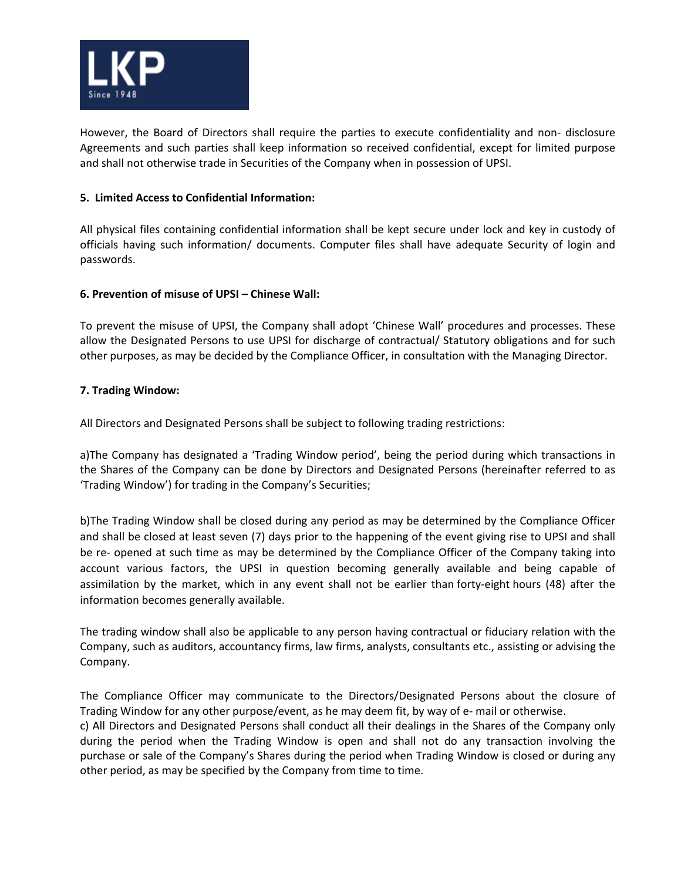However, the Board of Directors shall require the parties to execute confidentiality and non- disclosure Agreements and such parties shall keep information so received confidential, except for limited purpose and shall not otherwise trade in Securities of the Company when in possession of UPSI.

**5. Limited Access to Confidential Information:**

All physical files containing confidential information shall be kept secure under lock and key in custody of officials having such information/ documents. Computer files shall have adequate Security of login and passwords.

**6. Prevention of misuse of UPSI – Chinese Wall:**

To prevent the misuse of UPSI, the Company shall adopt 'Chinese Wall' procedures and processes. These allow the Designated Persons to use UPSI for discharge of contractual/ Statutory obligations and for such other purposes, as may be decided by the Compliance Officer, in consultation with the Managing Director.

**7. Trading Window:**

All Directors and Designated Persons shall be subject to following trading restrictions:

a)The Company has designated a 'Trading Window period', being the period during which transactions in the Shares of the Company can be done by Directors and Designated Persons (hereinafter referred to as 'Trading Window') for trading in the Company's Securities;

b)The Trading Window shall be closed during any period as may be determined by the Compliance Officer and shall be closed at least seven (7) days prior to the happening of the event giving rise to UPSI and shall be re- opened at such time as may be determined by the Compliance Officer of the Company taking into account various factors, the UPSI in question becoming generally available and being capable of assimilation by the market, which in any event shall not be earlier than forty-eight hours (48) after the information becomes generally available.

The trading window shall also be applicable to any person having contractual or fiduciary relation with the Company, such as auditors, accountancy firms, law firms, analysts, consultants etc., assisting or advising the Company.

The Compliance Officer may communicate to the Directors/Designated Persons about the closure of Trading Window for any other purpose/event, as he may deem fit, by way of e- mail or otherwise.

c) All Directors and Designated Persons shall conduct all their dealings in the Shares of the Company only during the period when the Trading Window is open and shall not do any transaction involving the purchase or sale of the Company's Shares during the period when Trading Window is closed or during any other period, as may be specified by the Company from time to time.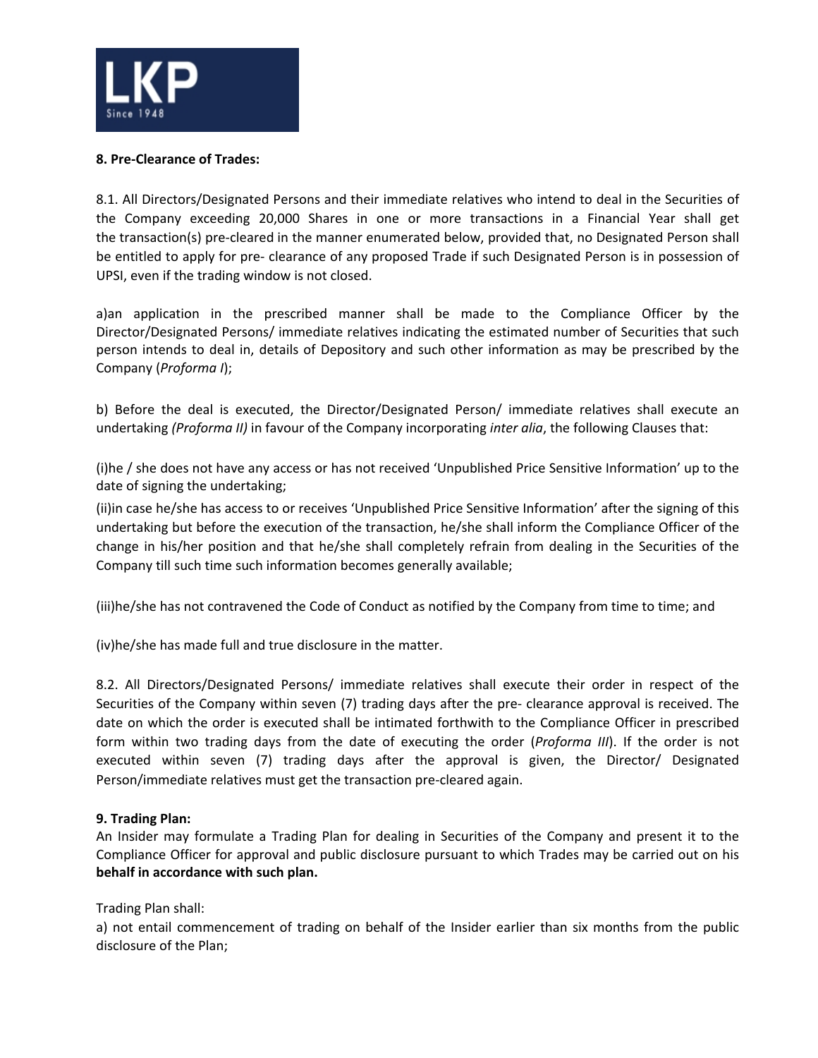**8. Pre-Clearance of Trades:**

8.1. All Directors/Designated Persons and their immediate relatives who intend to deal in the Securities of the Company exceeding 20,000 Shares in one or more transactions in a Financial Year shall get the transaction(s) pre-cleared in the manner enumerated below, provided that, no Designated Person shall be entitled to apply for pre- clearance of any proposed Trade if such Designated Person is in possession of UPSI, even if the trading window is not closed.

a)an application in the prescribed manner shall be made to the Compliance Officer by the Director/Designated Persons/ immediate relatives indicating the estimated number of Securities that such person intends to deal in, details of Depository and such other information as may be prescribed by the Company (*Proforma I*);

b) Before the deal is executed, the Director/Designated Person/ immediate relatives shall execute an undertaking *(Proforma II)* in favour of the Company incorporating *inter alia*, the following Clauses that:

(i)he / she does not have any access or has not received 'Unpublished Price Sensitive Information' up to the date of signing the undertaking;

(ii)in case he/she has access to or receives 'Unpublished Price Sensitive Information' after the signing of this undertaking but before the execution of the transaction, he/she shall inform the Compliance Officer of the change in his/her position and that he/she shall completely refrain from dealing in the Securities of the Company till such time such information becomes generally available;

(iii)he/she has not contravened the Code of Conduct as notified by the Company from time to time; and

(iv)he/she has made full and true disclosure in the matter.

8.2. All Directors/Designated Persons/ immediate relatives shall execute their order in respect of the Securities of the Company within seven (7) trading days after the pre- clearance approval is received. The date on which the order is executed shall be intimated forthwith to the Compliance Officer in prescribed form within two trading days from the date of executing the order (*Proforma III*). If the order is not executed within seven (7) trading days after the approval is given, the Director/ Designated Person/immediate relatives must get the transaction pre-cleared again.

**9. Trading Plan:**

An Insider may formulate a Trading Plan for dealing in Securities of the Company and present it to the Compliance Officer for approval and public disclosure pursuant to which Trades may be carried out on his **behalf in accordance with such plan.**

Trading Plan shall:

a) not entail commencement of trading on behalf of the Insider earlier than six months from the public disclosure of the Plan;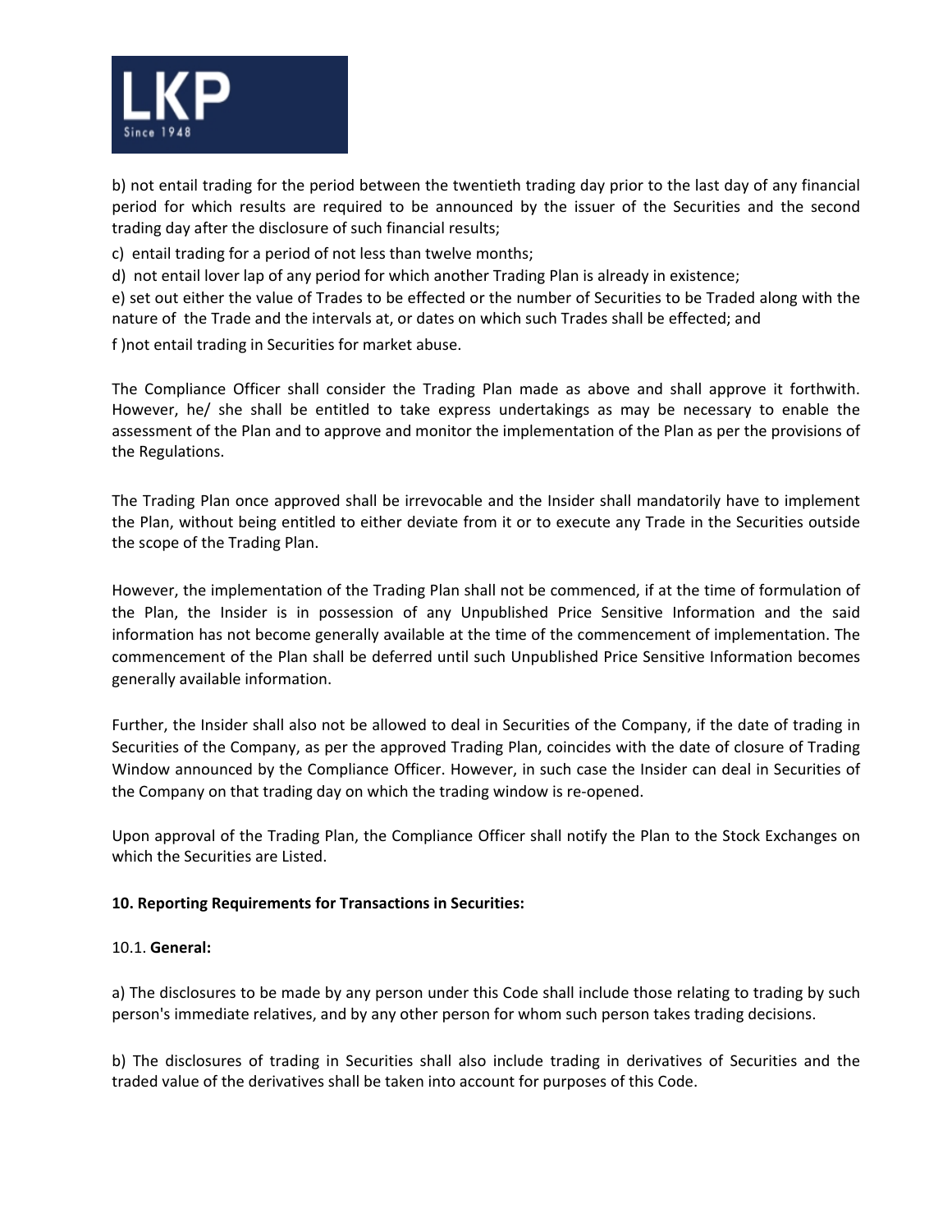b) not entail trading for the period between the twentieth trading day prior to the last day of any financial period for which results are required to be announced by the issuer of the Securities and the second trading day after the disclosure of such financial results;

c) entail trading for a period of not less than twelve months;

d) not entail lover lap of any period for which another Trading Plan is already in existence;

e) set out either the value of Trades to be effected or the number of Securities to be Traded along with the nature of the Trade and the intervals at, or dates on which such Trades shall be effected; and

f )not entail trading in Securities for market abuse.

The Compliance Officer shall consider the Trading Plan made as above and shall approve it forthwith. However, he/ she shall be entitled to take express undertakings as may be necessary to enable the assessment of the Plan and to approve and monitor the implementation of the Plan as per the provisions of the Regulations.

The Trading Plan once approved shall be irrevocable and the Insider shall mandatorily have to implement the Plan, without being entitled to either deviate from it or to execute any Trade in the Securities outside the scope of the Trading Plan.

However, the implementation of the Trading Plan shall not be commenced, if at the time of formulation of the Plan, the Insider is in possession of any Unpublished Price Sensitive Information and the said information has not become generally available at the time of the commencement of implementation. The commencement of the Plan shall be deferred until such Unpublished Price Sensitive Information becomes generally available information.

Further, the Insider shall also not be allowed to deal in Securities of the Company, if the date of trading in Securities of the Company, as per the approved Trading Plan, coincides with the date of closure of Trading Window announced by the Compliance Officer. However, in such case the Insider can deal in Securities of the Company on that trading day on which the trading window is re-opened.

Upon approval of the Trading Plan, the Compliance Officer shall notify the Plan to the Stock Exchanges on which the Securities are Listed.

**10. Reporting Requirements for Transactions in Securities:**

10.1. **General:**

a) The disclosures to be made by any person under this Code shall include those relating to trading by such person's immediate relatives, and by any other person for whom such person takes trading decisions.

b) The disclosures of trading in Securities shall also include trading in derivatives of Securities and the traded value of the derivatives shall be taken into account for purposes of this Code.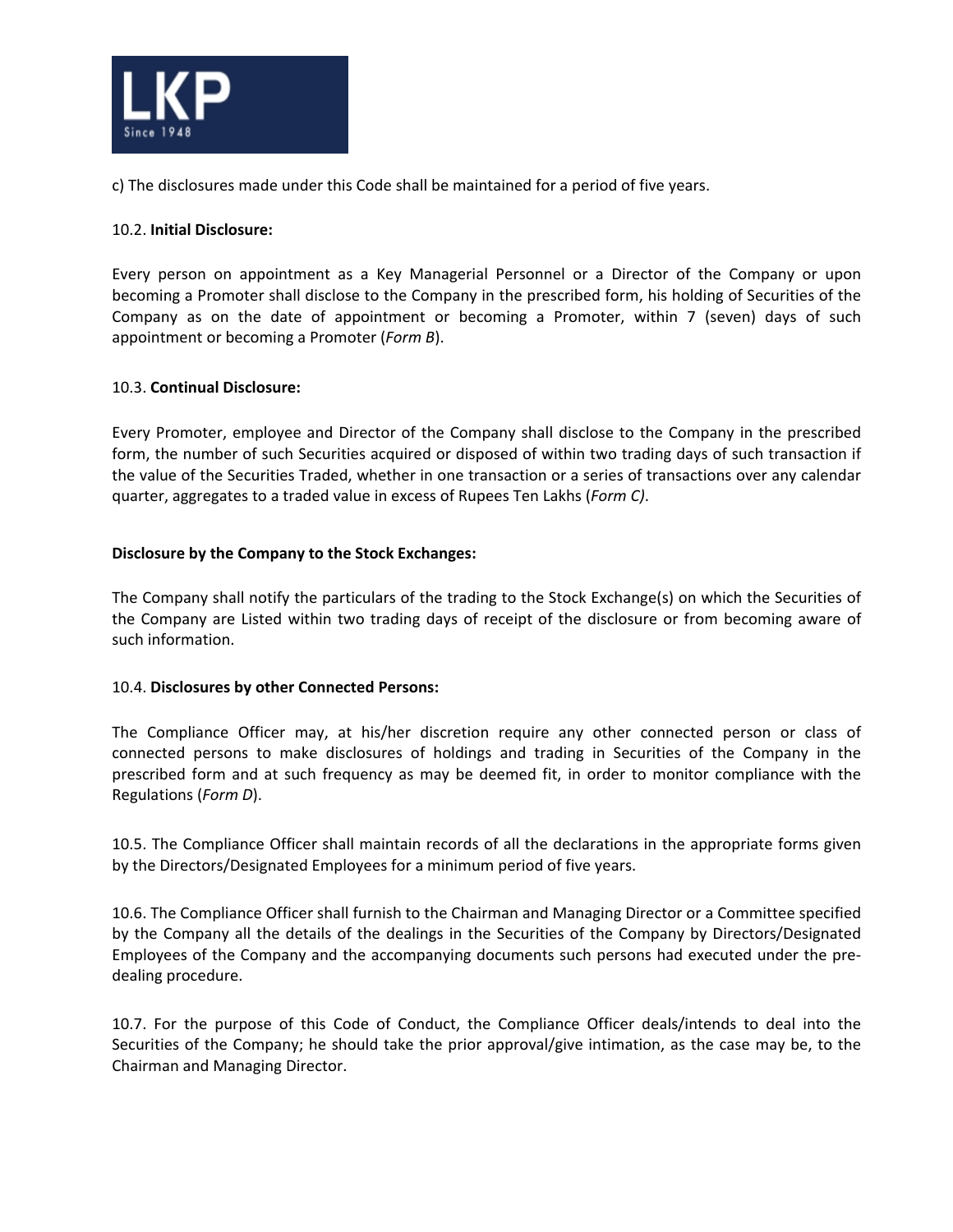c) The disclosures made under this Code shall be maintained for a period of five years.

10.2. **Initial Disclosure:**

Every person on appointment as a Key Managerial Personnel or a Director of the Company or upon becoming a Promoter shall disclose to the Company in the prescribed form, his holding of Securities of the Company as on the date of appointment or becoming a Promoter, within 7 (seven) days of such appointment or becoming a Promoter (*Form B*).

10.3. **Continual Disclosure:**

Every Promoter, employee and Director of the Company shall disclose to the Company in the prescribed form, the number of such Securities acquired or disposed of within two trading days of such transaction if the value of the Securities Traded, whether in one transaction or a series of transactions over any calendar quarter, aggregates to a traded value in excess of Rupees Ten Lakhs (*Form C)*.

**Disclosure by the Company to the Stock Exchanges:**

The Company shall notify the particulars of the trading to the Stock Exchange(s) on which the Securities of the Company are Listed within two trading days of receipt of the disclosure or from becoming aware of such information.

10.4. **Disclosures by other Connected Persons:**

The Compliance Officer may, at his/her discretion require any other connected person or class of connected persons to make disclosures of holdings and trading in Securities of the Company in the prescribed form and at such frequency as may be deemed fit, in order to monitor compliance with the Regulations (*Form D*).

10.5. The Compliance Officer shall maintain records of all the declarations in the appropriate forms given by the Directors/Designated Employees for a minimum period of five years.

10.6. The Compliance Officer shall furnish to the Chairman and Managing Director or a Committee specified by the Company all the details of the dealings in the Securities of the Company by Directors/Designated Employees of the Company and the accompanying documents such persons had executed under the pre-dealing procedure.

10.7. For the purpose of this Code of Conduct, the Compliance Officer deals/intends to deal into the Securities of the Company; he should take the prior approval/give intimation, as the case may be, to the Chairman and Managing Director.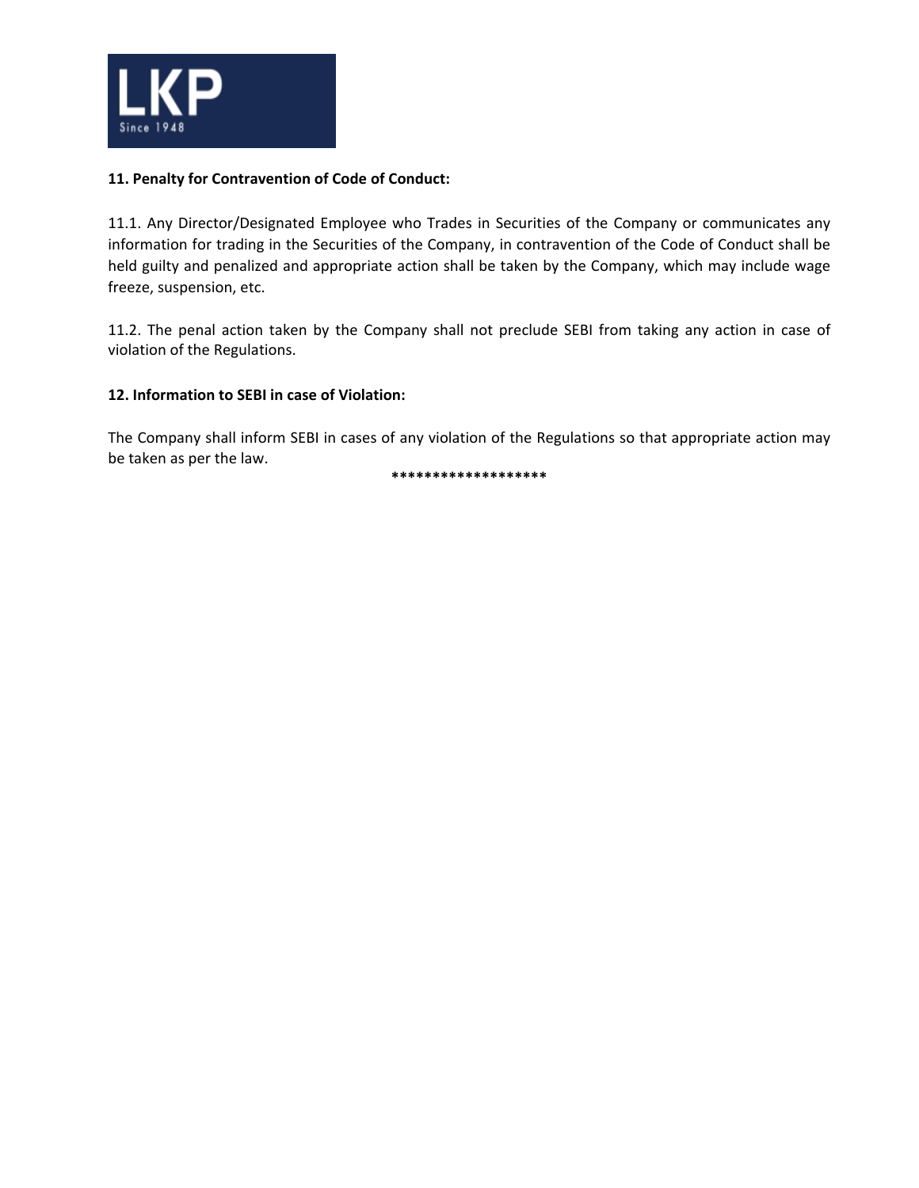**11. Penalty for Contravention of Code of Conduct:**

11.1. Any Director/Designated Employee who Trades in Securities of the Company or communicates any information for trading in the Securities of the Company, in contravention of the Code of Conduct shall be held guilty and penalized and appropriate action shall be taken by the Company, which may include wage freeze, suspension, etc.

11.2. The penal action taken by the Company shall not preclude SEBI from taking any action in case of violation of the Regulations.

**12. Information to SEBI in case of Violation:**

The Company shall inform SEBI in cases of any violation of the Regulations so that appropriate action may be taken as per the law.

*******************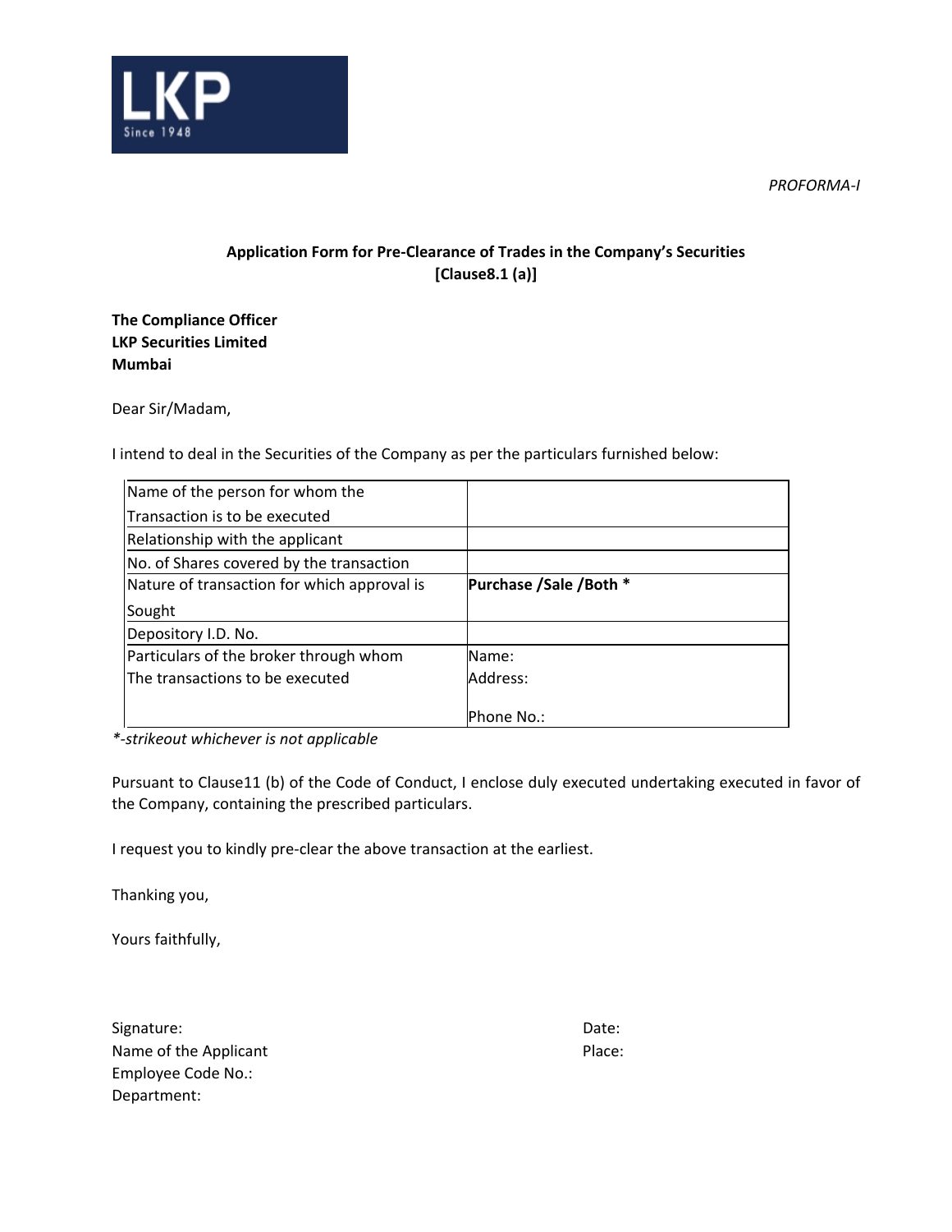*PROFORMA-I*

**Application Form for Pre-Clearance of Trades in the Company's Securities**
**[Clause8.1 (a)]**

**The Compliance Officer**
**LKP Securities Limited**
**Mumbai**

Dear Sir/Madam,

I intend to deal in the Securities of the Company as per the particulars furnished below:

| | |
|---|---|
| Name of the person for whom the Transaction is to be executed | |
| Relationship with the applicant | |
| No. of Shares covered by the transaction | |
| Nature of transaction for which approval is Sought | **Purchase /Sale /Both *** |
| Depository I.D. No. | |
| Particulars of the broker through whom The transactions to be executed | Name:<br>Address:<br><br>Phone No.: |

*\*-strikeout whichever is not applicable*

Pursuant to Clause11 (b) of the Code of Conduct, I enclose duly executed undertaking executed in favor of the Company, containing the prescribed particulars.

I request you to kindly pre-clear the above transaction at the earliest.

Thanking you,

Yours faithfully,

Signature:
Name of the Applicant
Employee Code No.:
Department:

Date:
Place: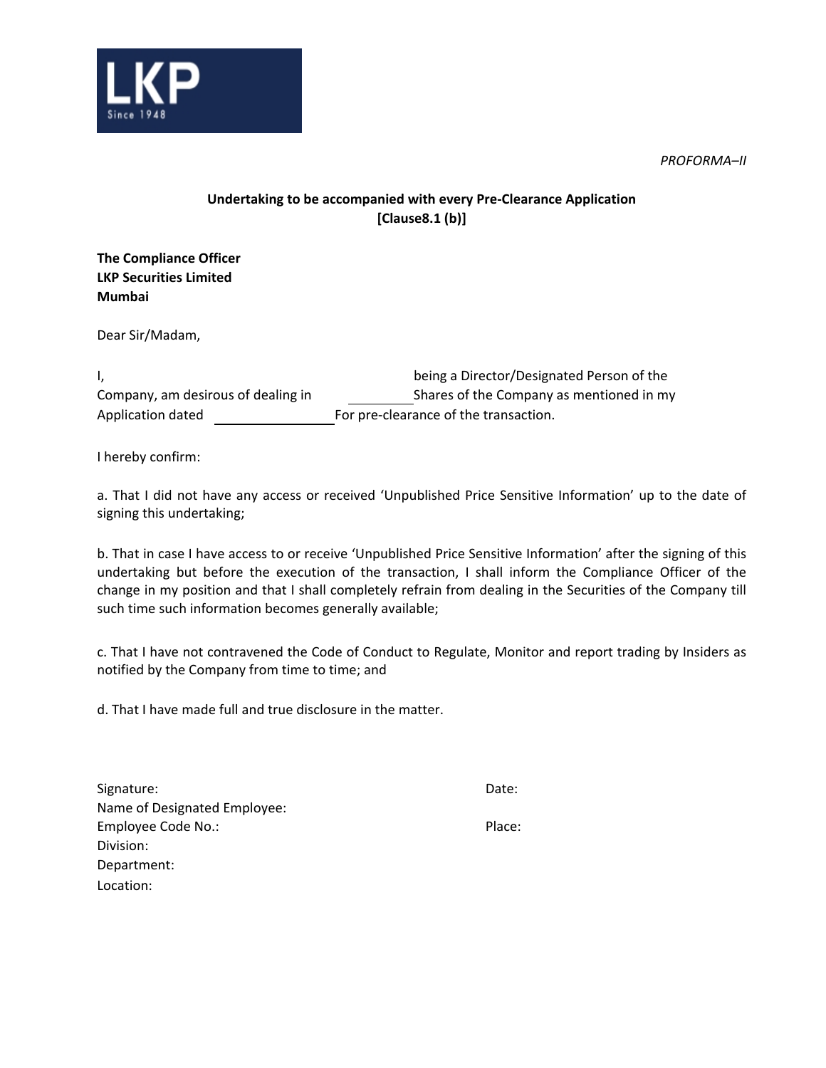*PROFORMA–II*

**Undertaking to be accompanied with every Pre-Clearance Application**
**[Clause8.1 (b)]**

**The Compliance Officer**
**LKP Securities Limited**
**Mumbai**

Dear Sir/Madam,

I, ______________________ being a Director/Designated Person of the Company, am desirous of dealing in __________ Shares of the Company as mentioned in my Application dated __________________ For pre-clearance of the transaction.

I hereby confirm:

a. That I did not have any access or received 'Unpublished Price Sensitive Information' up to the date of signing this undertaking;

b. That in case I have access to or receive 'Unpublished Price Sensitive Information' after the signing of this undertaking but before the execution of the transaction, I shall inform the Compliance Officer of the change in my position and that I shall completely refrain from dealing in the Securities of the Company till such time such information becomes generally available;

c. That I have not contravened the Code of Conduct to Regulate, Monitor and report trading by Insiders as notified by the Company from time to time; and

d. That I have made full and true disclosure in the matter.

Signature:
Name of Designated Employee:
Employee Code No.:
Division:
Department:
Location:

Date:

Place: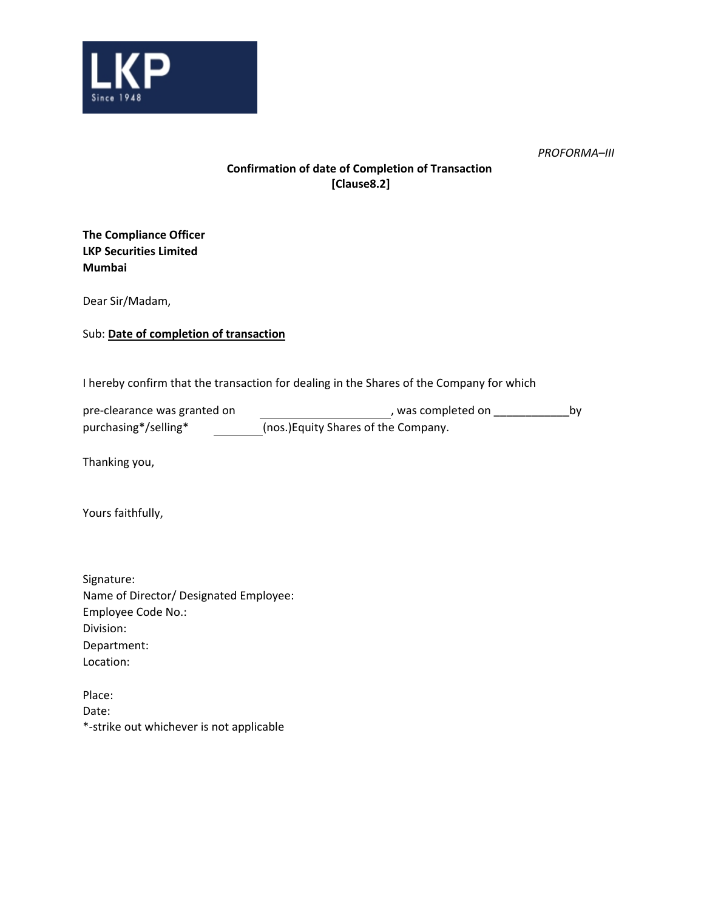*PROFORMA–III*

**Confirmation of date of Completion of Transaction**
**[Clause8.2]**

**The Compliance Officer**
**LKP Securities Limited**
**Mumbai**

Dear Sir/Madam,

Sub: **Date of completion of transaction**

I hereby confirm that the transaction for dealing in the Shares of the Company for which

pre-clearance was granted on ____________________, was completed on ____________by purchasing*/selling* ________(nos.)Equity Shares of the Company.

Thanking you,

Yours faithfully,

Signature:
Name of Director/ Designated Employee:
Employee Code No.:
Division:
Department:
Location:

Place:
Date:
*-strike out whichever is not applicable